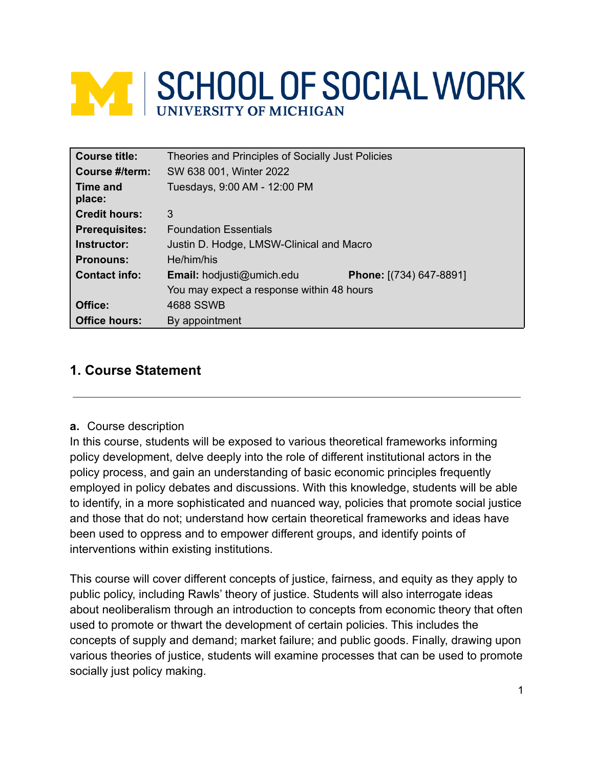# SCHOOL OF SOCIAL WORK

UNIVERSITY OF MICHIGAN

| | | | |
|---|---|---|---|
| **Course title:** | Theories and Principles of Socially Just Policies | | |
| **Course #/term:** | SW 638 001, Winter 2022 | | |
| **Time and place:** | Tuesdays, 9:00 AM - 12:00 PM | | |
| **Credit hours:** | 3 | | |
| **Prerequisites:** | Foundation Essentials | | |
| **Instructor:** | Justin D. Hodge, LMSW-Clinical and Macro | | |
| **Pronouns:** | He/him/his | | |
| **Contact info:** | **Email:** hodjusti@umich.edu | **Phone:** [(734) 647-8891] | |
| | You may expect a response within 48 hours | | |
| **Office:** | 4688 SSWB | | |
| **Office hours:** | By appointment | | |

## 1. Course Statement

**a.** Course description

In this course, students will be exposed to various theoretical frameworks informing policy development, delve deeply into the role of different institutional actors in the policy process, and gain an understanding of basic economic principles frequently employed in policy debates and discussions. With this knowledge, students will be able to identify, in a more sophisticated and nuanced way, policies that promote social justice and those that do not; understand how certain theoretical frameworks and ideas have been used to oppress and to empower different groups, and identify points of interventions within existing institutions.

This course will cover different concepts of justice, fairness, and equity as they apply to public policy, including Rawls' theory of justice. Students will also interrogate ideas about neoliberalism through an introduction to concepts from economic theory that often used to promote or thwart the development of certain policies. This includes the concepts of supply and demand; market failure; and public goods. Finally, drawing upon various theories of justice, students will examine processes that can be used to promote socially just policy making.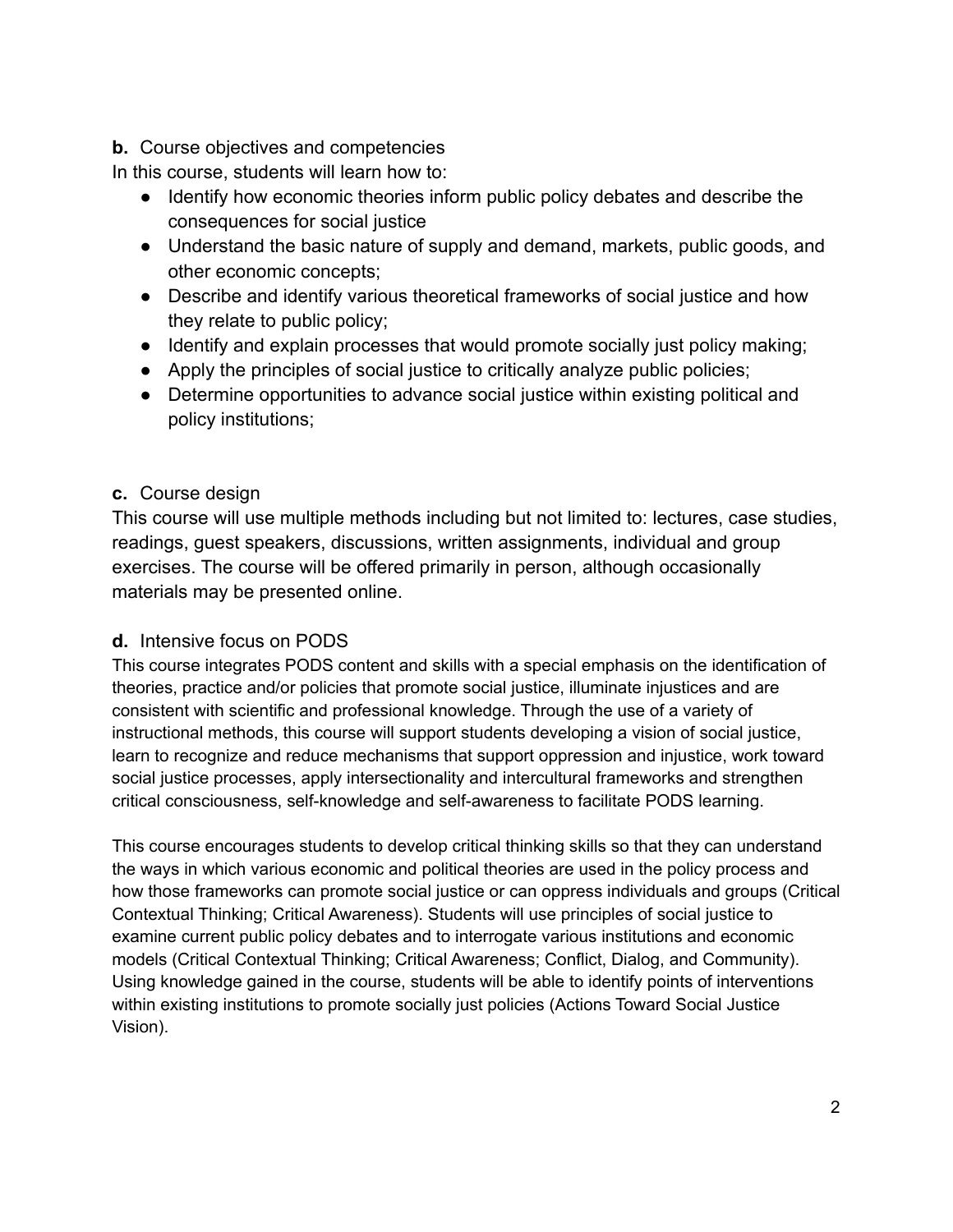**b.** Course objectives and competencies

In this course, students will learn how to:

- Identify how economic theories inform public policy debates and describe the consequences for social justice
- Understand the basic nature of supply and demand, markets, public goods, and other economic concepts;
- Describe and identify various theoretical frameworks of social justice and how they relate to public policy;
- Identify and explain processes that would promote socially just policy making;
- Apply the principles of social justice to critically analyze public policies;
- Determine opportunities to advance social justice within existing political and policy institutions;

**c.** Course design

This course will use multiple methods including but not limited to: lectures, case studies, readings, guest speakers, discussions, written assignments, individual and group exercises. The course will be offered primarily in person, although occasionally materials may be presented online.

**d.** Intensive focus on PODS

This course integrates PODS content and skills with a special emphasis on the identification of theories, practice and/or policies that promote social justice, illuminate injustices and are consistent with scientific and professional knowledge. Through the use of a variety of instructional methods, this course will support students developing a vision of social justice, learn to recognize and reduce mechanisms that support oppression and injustice, work toward social justice processes, apply intersectionality and intercultural frameworks and strengthen critical consciousness, self-knowledge and self-awareness to facilitate PODS learning.

This course encourages students to develop critical thinking skills so that they can understand the ways in which various economic and political theories are used in the policy process and how those frameworks can promote social justice or can oppress individuals and groups (Critical Contextual Thinking; Critical Awareness). Students will use principles of social justice to examine current public policy debates and to interrogate various institutions and economic models (Critical Contextual Thinking; Critical Awareness; Conflict, Dialog, and Community). Using knowledge gained in the course, students will be able to identify points of interventions within existing institutions to promote socially just policies (Actions Toward Social Justice Vision).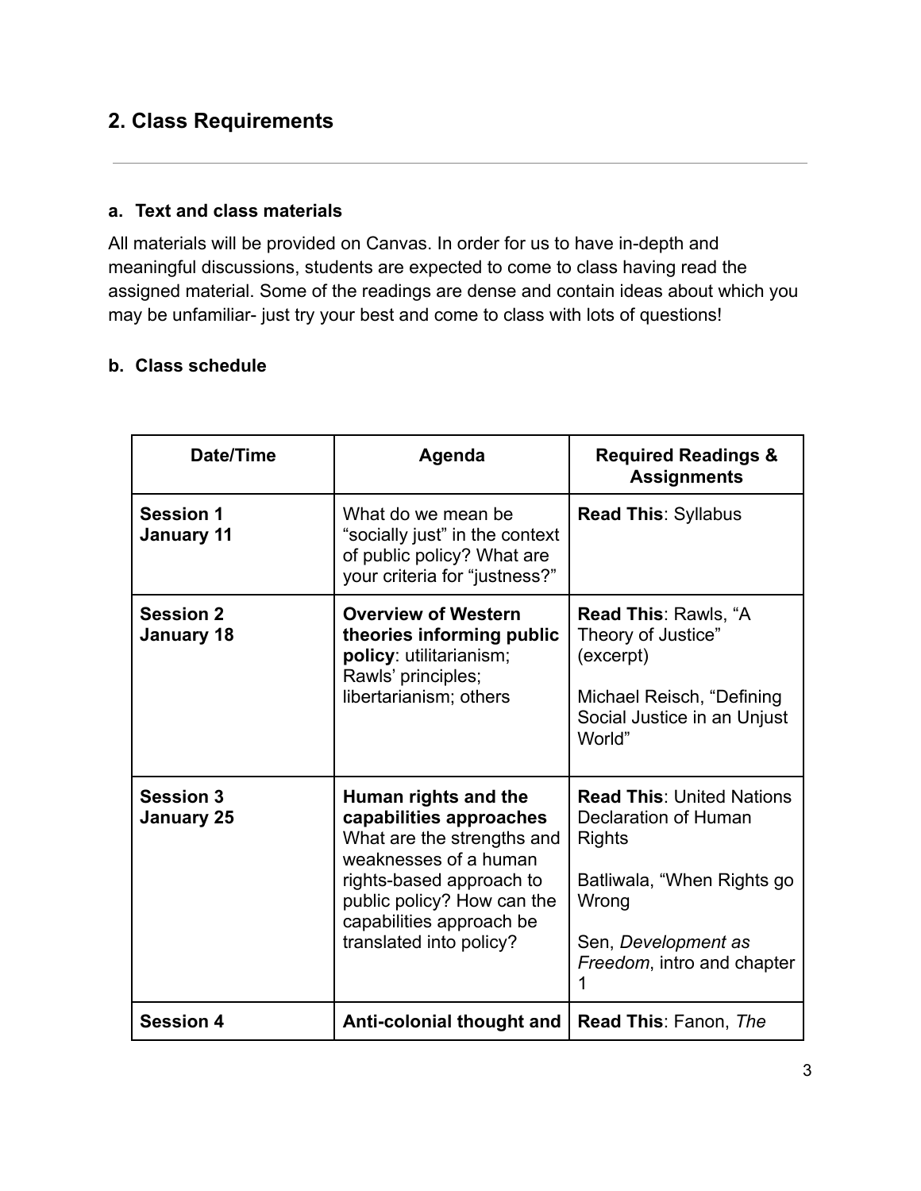## 2. Class Requirements

---

### a. Text and class materials

All materials will be provided on Canvas. In order for us to have in-depth and meaningful discussions, students are expected to come to class having read the assigned material. Some of the readings are dense and contain ideas about which you may be unfamiliar- just try your best and come to class with lots of questions!

### b. Class schedule

| Date/Time | Agenda | Required Readings & Assignments |
|---|---|---|
| **Session 1**<br>**January 11** | What do we mean be "socially just" in the context of public policy? What are your criteria for "justness?" | **Read This**: Syllabus |
| **Session 2**<br>**January 18** | **Overview of Western theories informing public policy**: utilitarianism; Rawls' principles; libertarianism; others | **Read This**: Rawls, "A Theory of Justice" (excerpt)<br><br>Michael Reisch, "Defining Social Justice in an Unjust World" |
| **Session 3**<br>**January 25** | **Human rights and the capabilities approaches** What are the strengths and weaknesses of a human rights-based approach to public policy? How can the capabilities approach be translated into policy? | **Read This**: United Nations Declaration of Human Rights<br><br>Batliwala, "When Rights go Wrong<br><br>Sen, *Development as Freedom*, intro and chapter 1 |
| **Session 4** | **Anti-colonial thought and** | **Read This**: Fanon, *The* |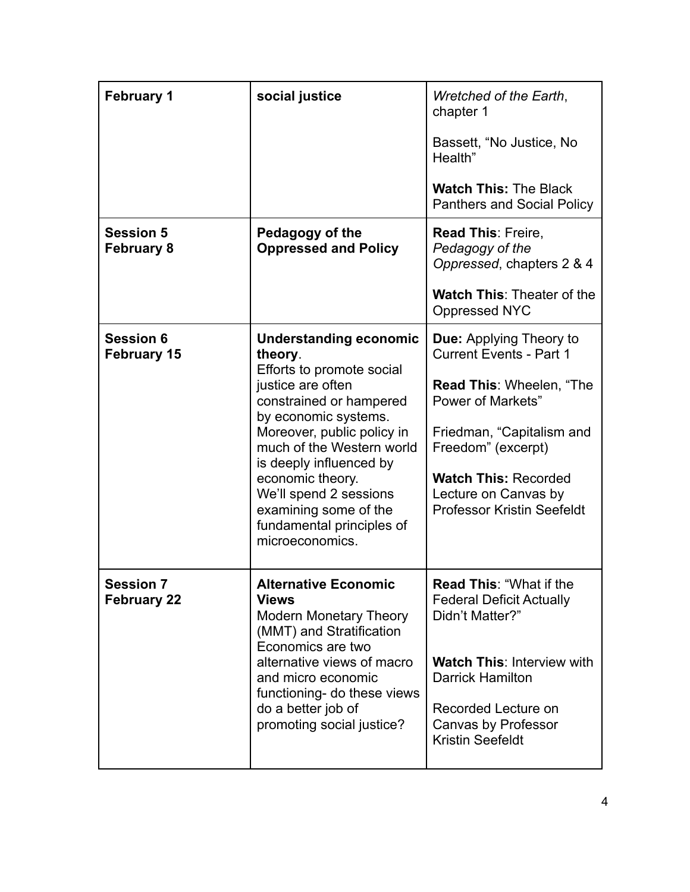| **February 1** | **social justice** | *Wretched of the Earth*, chapter 1<br><br>Bassett, "No Justice, No Health"<br><br>**Watch This:** The Black Panthers and Social Policy |
|---|---|---|
| **Session 5**<br>**February 8** | **Pedagogy of the Oppressed and Policy** | **Read This**: Freire, *Pedagogy of the Oppressed*, chapters 2 & 4<br><br>**Watch This**: Theater of the Oppressed NYC |
| **Session 6**<br>**February 15** | **Understanding economic theory**.<br>Efforts to promote social justice are often constrained or hampered by economic systems. Moreover, public policy in much of the Western world is deeply influenced by economic theory.<br>We'll spend 2 sessions examining some of the fundamental principles of microeconomics. | **Due:** Applying Theory to Current Events - Part 1<br><br>**Read This**: Wheelen, "The Power of Markets"<br><br>Friedman, "Capitalism and Freedom" (excerpt)<br><br>**Watch This:** Recorded Lecture on Canvas by Professor Kristin Seefeldt |
| **Session 7**<br>**February 22** | **Alternative Economic Views**<br>Modern Monetary Theory (MMT) and Stratification Economics are two alternative views of macro and micro economic functioning- do these views do a better job of promoting social justice? | **Read This**: "What if the Federal Deficit Actually Didn't Matter?"<br><br>**Watch This**: Interview with Darrick Hamilton<br><br>Recorded Lecture on Canvas by Professor Kristin Seefeldt |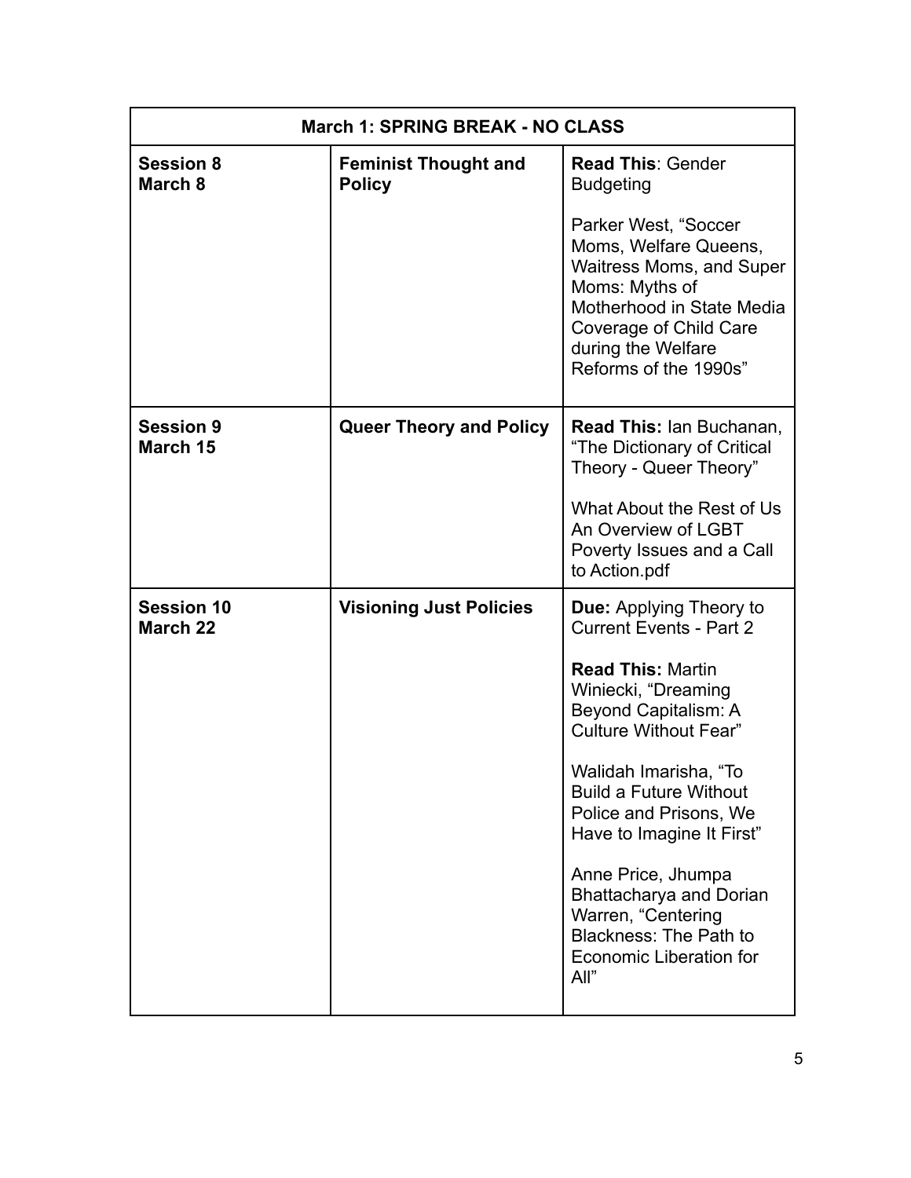| March 1: SPRING BREAK - NO CLASS | | |
|---|---|---|
| **Session 8**<br>**March 8** | **Feminist Thought and Policy** | **Read This**: Gender Budgeting<br><br>Parker West, "Soccer Moms, Welfare Queens, Waitress Moms, and Super Moms: Myths of Motherhood in State Media Coverage of Child Care during the Welfare Reforms of the 1990s" |
| **Session 9**<br>**March 15** | **Queer Theory and Policy** | **Read This:** Ian Buchanan, "The Dictionary of Critical Theory - Queer Theory"<br><br>What About the Rest of Us An Overview of LGBT Poverty Issues and a Call to Action.pdf |
| **Session 10**<br>**March 22** | **Visioning Just Policies** | **Due:** Applying Theory to Current Events - Part 2<br><br>**Read This:** Martin Winiecki, "Dreaming Beyond Capitalism: A Culture Without Fear"<br><br>Walidah Imarisha, "To Build a Future Without Police and Prisons, We Have to Imagine It First"<br><br>Anne Price, Jhumpa Bhattacharya and Dorian Warren, "Centering Blackness: The Path to Economic Liberation for All" |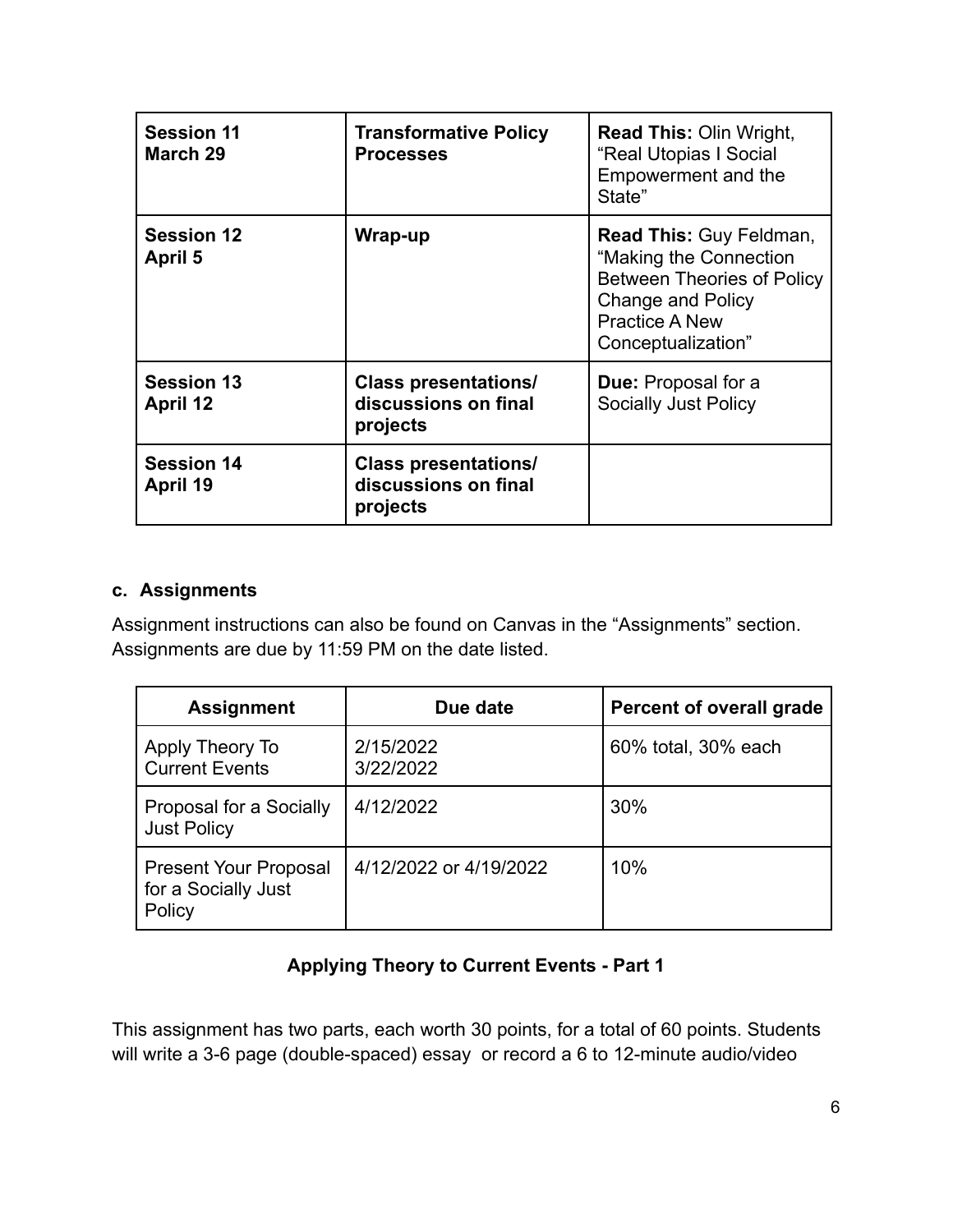| **Session 11**<br>**March 29** | **Transformative Policy Processes** | **Read This:** Olin Wright, "Real Utopias I Social Empowerment and the State" |
|---|---|---|
| **Session 12**<br>**April 5** | **Wrap-up** | **Read This:** Guy Feldman, "Making the Connection Between Theories of Policy Change and Policy Practice A New Conceptualization" |
| **Session 13**<br>**April 12** | **Class presentations/ discussions on final projects** | **Due:** Proposal for a Socially Just Policy |
| **Session 14**<br>**April 19** | **Class presentations/ discussions on final projects** | |

### c. Assignments

Assignment instructions can also be found on Canvas in the "Assignments" section. Assignments are due by 11:59 PM on the date listed.

| Assignment | Due date | Percent of overall grade |
|---|---|---|
| Apply Theory To Current Events | 2/15/2022<br>3/22/2022 | 60% total, 30% each |
| Proposal for a Socially Just Policy | 4/12/2022 | 30% |
| Present Your Proposal for a Socially Just Policy | 4/12/2022 or 4/19/2022 | 10% |

**Applying Theory to Current Events - Part 1**

This assignment has two parts, each worth 30 points, for a total of 60 points. Students will write a 3-6 page (double-spaced) essay or record a 6 to 12-minute audio/video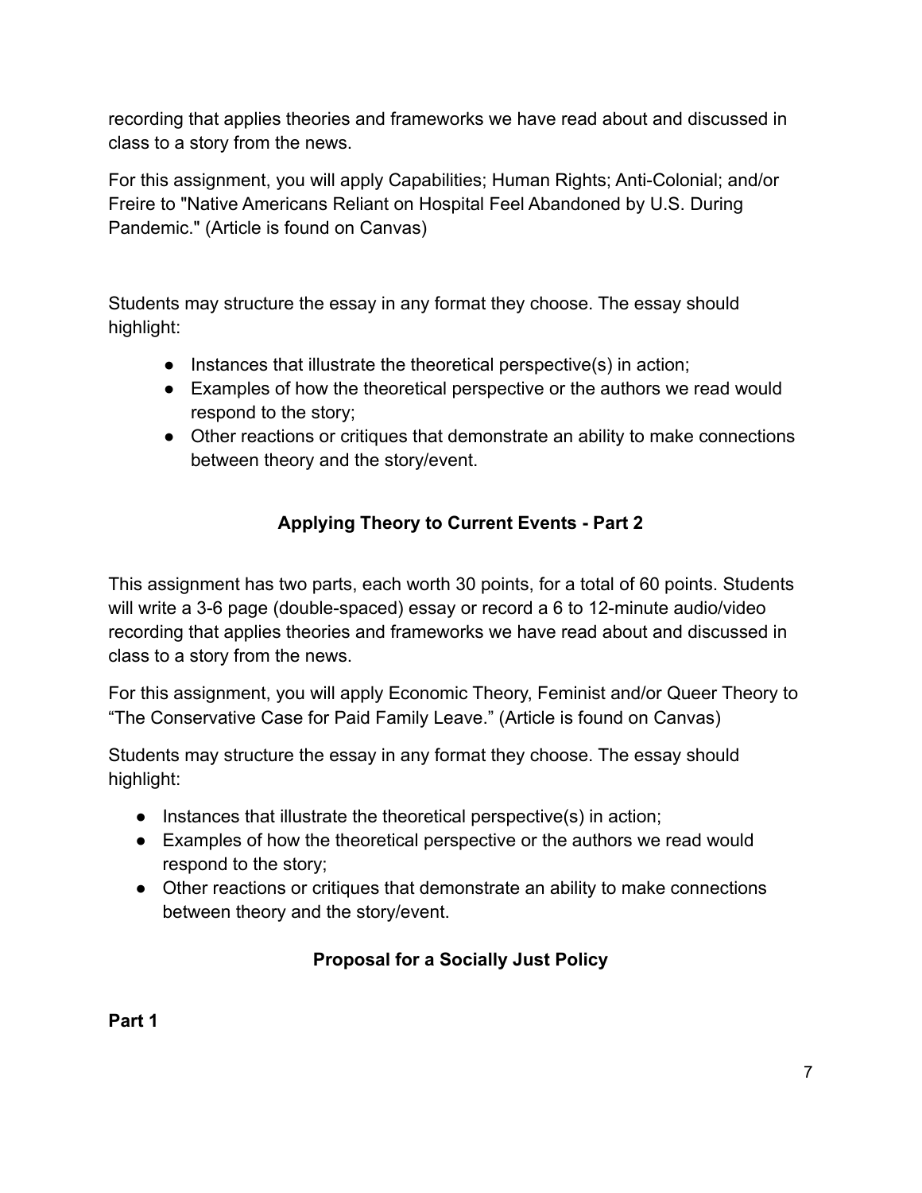recording that applies theories and frameworks we have read about and discussed in class to a story from the news.

For this assignment, you will apply Capabilities; Human Rights; Anti-Colonial; and/or Freire to "Native Americans Reliant on Hospital Feel Abandoned by U.S. During Pandemic." (Article is found on Canvas)

Students may structure the essay in any format they choose. The essay should highlight:

- Instances that illustrate the theoretical perspective(s) in action;
- Examples of how the theoretical perspective or the authors we read would respond to the story;
- Other reactions or critiques that demonstrate an ability to make connections between theory and the story/event.

## Applying Theory to Current Events - Part 2

This assignment has two parts, each worth 30 points, for a total of 60 points. Students will write a 3-6 page (double-spaced) essay or record a 6 to 12-minute audio/video recording that applies theories and frameworks we have read about and discussed in class to a story from the news.

For this assignment, you will apply Economic Theory, Feminist and/or Queer Theory to "The Conservative Case for Paid Family Leave." (Article is found on Canvas)

Students may structure the essay in any format they choose. The essay should highlight:

- Instances that illustrate the theoretical perspective(s) in action;
- Examples of how the theoretical perspective or the authors we read would respond to the story;
- Other reactions or critiques that demonstrate an ability to make connections between theory and the story/event.

## Proposal for a Socially Just Policy

**Part 1**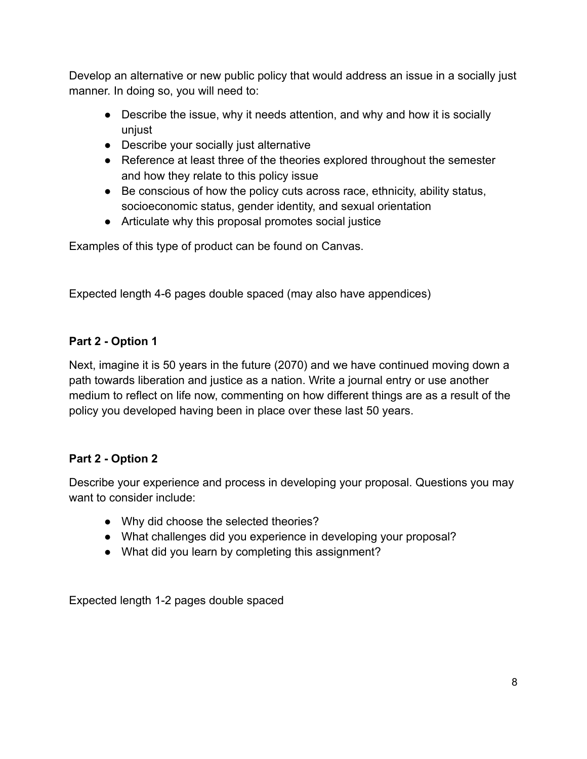Develop an alternative or new public policy that would address an issue in a socially just manner. In doing so, you will need to:

- Describe the issue, why it needs attention, and why and how it is socially unjust
- Describe your socially just alternative
- Reference at least three of the theories explored throughout the semester and how they relate to this policy issue
- Be conscious of how the policy cuts across race, ethnicity, ability status, socioeconomic status, gender identity, and sexual orientation
- Articulate why this proposal promotes social justice

Examples of this type of product can be found on Canvas.

Expected length 4-6 pages double spaced (may also have appendices)

**Part 2 - Option 1**

Next, imagine it is 50 years in the future (2070) and we have continued moving down a path towards liberation and justice as a nation. Write a journal entry or use another medium to reflect on life now, commenting on how different things are as a result of the policy you developed having been in place over these last 50 years.

**Part 2 - Option 2**

Describe your experience and process in developing your proposal. Questions you may want to consider include:

- Why did choose the selected theories?
- What challenges did you experience in developing your proposal?
- What did you learn by completing this assignment?

Expected length 1-2 pages double spaced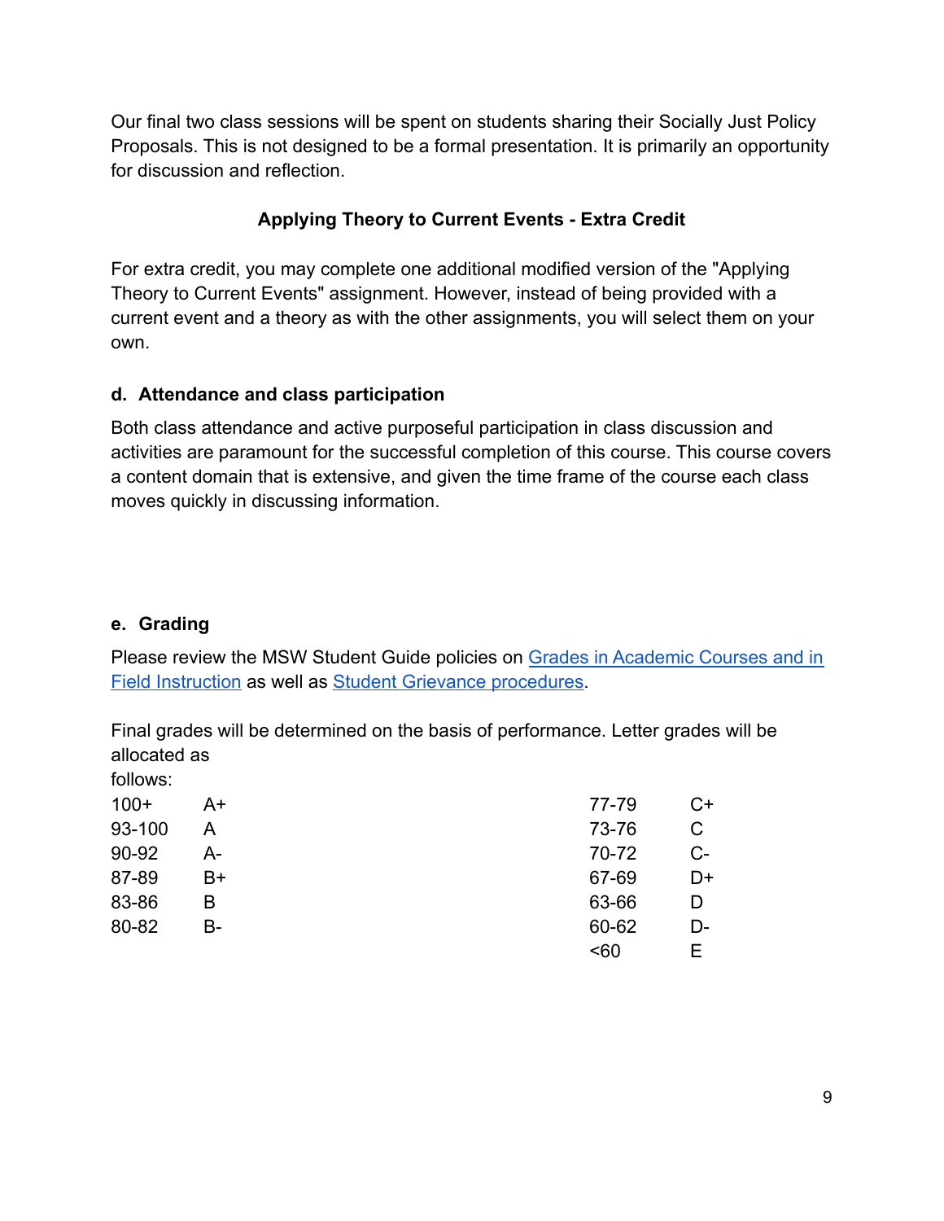Our final two class sessions will be spent on students sharing their Socially Just Policy Proposals. This is not designed to be a formal presentation. It is primarily an opportunity for discussion and reflection.

**Applying Theory to Current Events - Extra Credit**

For extra credit, you may complete one additional modified version of the "Applying Theory to Current Events" assignment. However, instead of being provided with a current event and a theory as with the other assignments, you will select them on your own.

**d. Attendance and class participation**

Both class attendance and active purposeful participation in class discussion and activities are paramount for the successful completion of this course. This course covers a content domain that is extensive, and given the time frame of the course each class moves quickly in discussing information.

**e. Grading**

Please review the MSW Student Guide policies on [Grades in Academic Courses and in Field Instruction]() as well as [Student Grievance procedures]().

Final grades will be determined on the basis of performance. Letter grades will be allocated as follows:

| Score | Grade | Score | Grade |
|---|---|---|---|
| 100+ | A+ | 77-79 | C+ |
| 93-100 | A | 73-76 | C |
| 90-92 | A- | 70-72 | C- |
| 87-89 | B+ | 67-69 | D+ |
| 83-86 | B | 63-66 | D |
| 80-82 | B- | 60-62 | D- |
| | | <60 | E |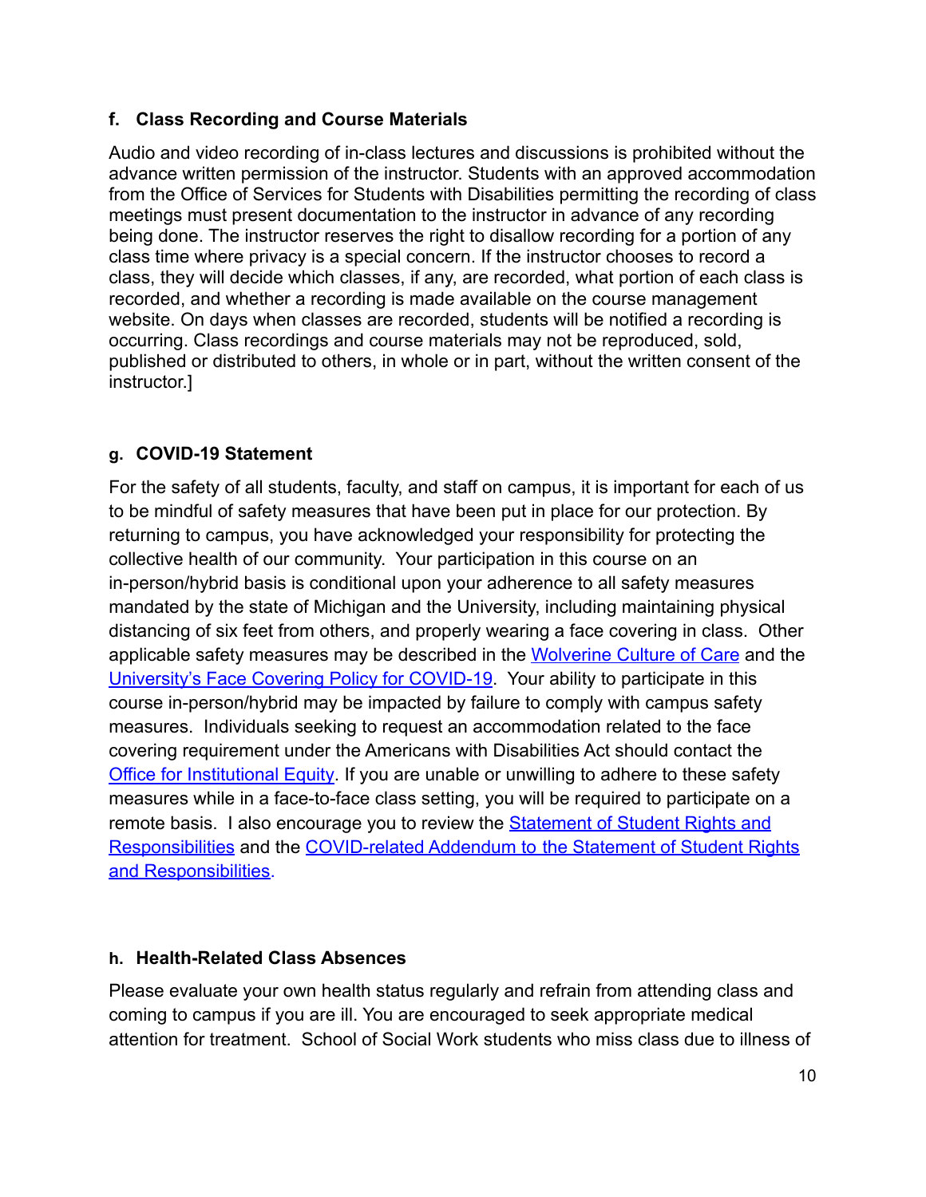### f. Class Recording and Course Materials

Audio and video recording of in-class lectures and discussions is prohibited without the advance written permission of the instructor. Students with an approved accommodation from the Office of Services for Students with Disabilities permitting the recording of class meetings must present documentation to the instructor in advance of any recording being done. The instructor reserves the right to disallow recording for a portion of any class time where privacy is a special concern. If the instructor chooses to record a class, they will decide which classes, if any, are recorded, what portion of each class is recorded, and whether a recording is made available on the course management website. On days when classes are recorded, students will be notified a recording is occurring. Class recordings and course materials may not be reproduced, sold, published or distributed to others, in whole or in part, without the written consent of the instructor.]

### g. COVID-19 Statement

For the safety of all students, faculty, and staff on campus, it is important for each of us to be mindful of safety measures that have been put in place for our protection. By returning to campus, you have acknowledged your responsibility for protecting the collective health of our community. Your participation in this course on an in-person/hybrid basis is conditional upon your adherence to all safety measures mandated by the state of Michigan and the University, including maintaining physical distancing of six feet from others, and properly wearing a face covering in class. Other applicable safety measures may be described in the Wolverine Culture of Care and the University's Face Covering Policy for COVID-19. Your ability to participate in this course in-person/hybrid may be impacted by failure to comply with campus safety measures. Individuals seeking to request an accommodation related to the face covering requirement under the Americans with Disabilities Act should contact the Office for Institutional Equity. If you are unable or unwilling to adhere to these safety measures while in a face-to-face class setting, you will be required to participate on a remote basis. I also encourage you to review the Statement of Student Rights and Responsibilities and the COVID-related Addendum to the Statement of Student Rights and Responsibilities.

### h. Health-Related Class Absences

Please evaluate your own health status regularly and refrain from attending class and coming to campus if you are ill. You are encouraged to seek appropriate medical attention for treatment. School of Social Work students who miss class due to illness of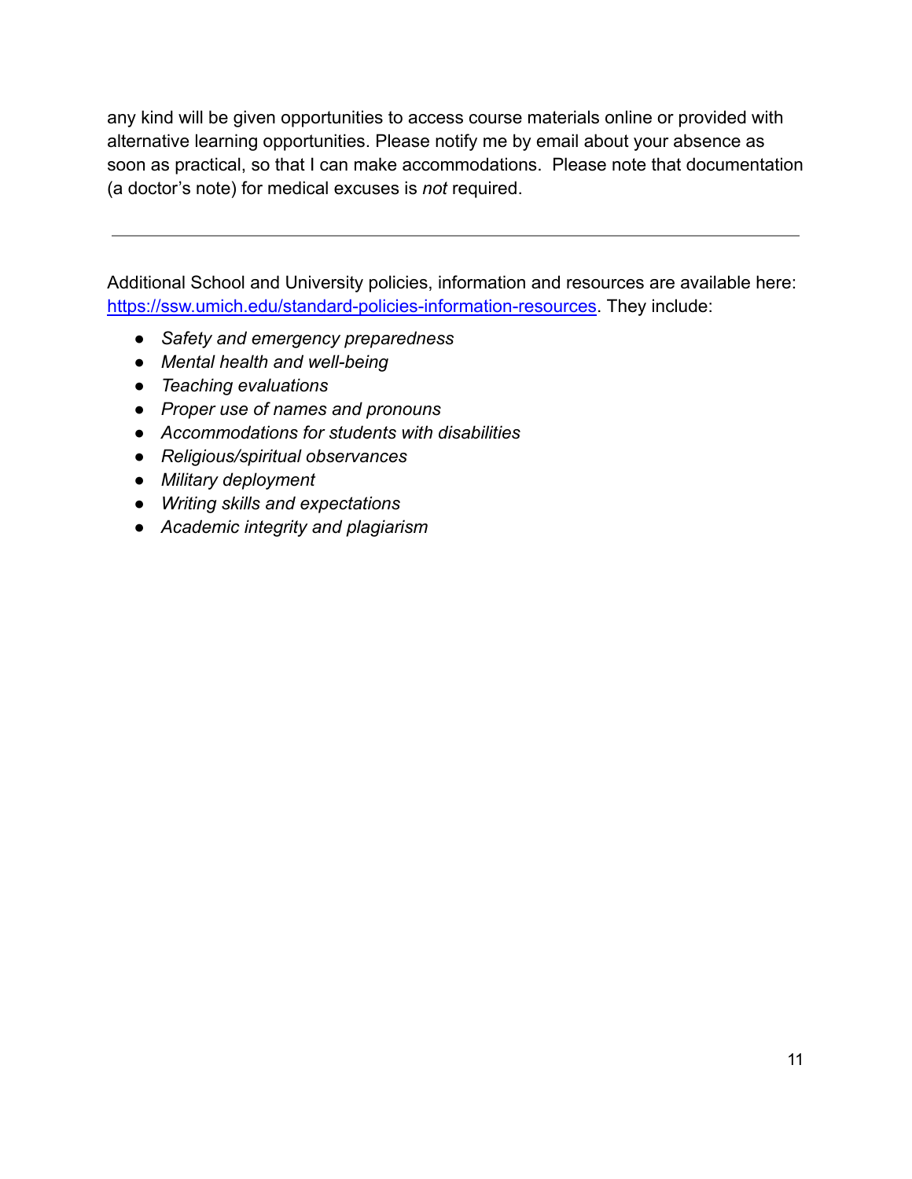any kind will be given opportunities to access course materials online or provided with alternative learning opportunities. Please notify me by email about your absence as soon as practical, so that I can make accommodations. Please note that documentation (a doctor's note) for medical excuses is *not* required.

---

Additional School and University policies, information and resources are available here: [https://ssw.umich.edu/standard-policies-information-resources](https://ssw.umich.edu/standard-policies-information-resources). They include:

- *Safety and emergency preparedness*
- *Mental health and well-being*
- *Teaching evaluations*
- *Proper use of names and pronouns*
- *Accommodations for students with disabilities*
- *Religious/spiritual observances*
- *Military deployment*
- *Writing skills and expectations*
- *Academic integrity and plagiarism*